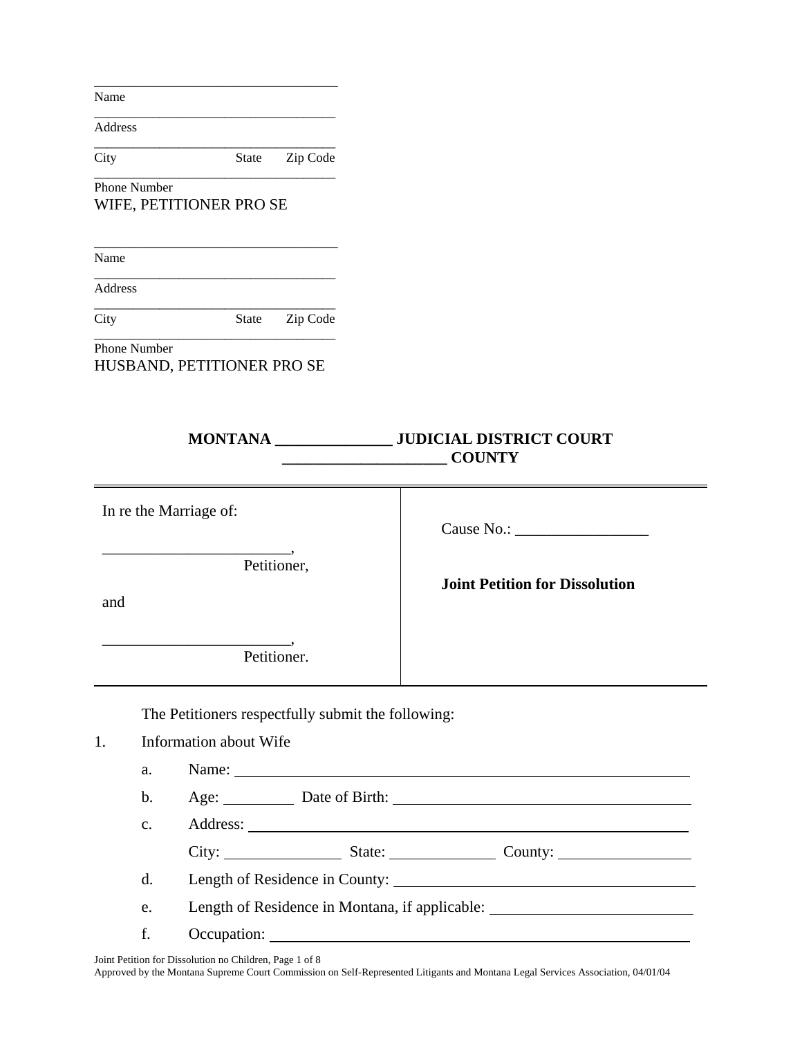\_\_\_\_\_\_\_\_\_\_\_\_\_\_\_\_\_\_\_\_\_\_\_\_\_\_\_\_\_\_\_\_\_\_
Name

\_\_\_\_\_\_\_\_\_\_\_\_\_\_\_\_\_\_\_\_\_\_\_\_\_\_\_\_\_\_\_\_\_\_
Address

\_\_\_\_\_\_\_\_\_\_\_\_\_\_\_\_\_\_\_\_\_\_\_\_\_\_\_\_\_\_\_\_\_\_
City State Zip Code

\_\_\_\_\_\_\_\_\_\_\_\_\_\_\_\_\_\_\_\_\_\_\_\_\_\_\_\_\_\_\_\_\_\_
Phone Number

WIFE, PETITIONER PRO SE

\_\_\_\_\_\_\_\_\_\_\_\_\_\_\_\_\_\_\_\_\_\_\_\_\_\_\_\_\_\_\_\_\_\_
Name

\_\_\_\_\_\_\_\_\_\_\_\_\_\_\_\_\_\_\_\_\_\_\_\_\_\_\_\_\_\_\_\_\_\_
Address

\_\_\_\_\_\_\_\_\_\_\_\_\_\_\_\_\_\_\_\_\_\_\_\_\_\_\_\_\_\_\_\_\_\_
City State Zip Code

\_\_\_\_\_\_\_\_\_\_\_\_\_\_\_\_\_\_\_\_\_\_\_\_\_\_\_\_\_\_\_\_\_\_
Phone Number

HUSBAND, PETITIONER PRO SE

**MONTANA \_\_\_\_\_\_\_\_\_\_\_\_\_\_\_ JUDICIAL DISTRICT COURT**
**\_\_\_\_\_\_\_\_\_\_\_\_\_\_\_\_\_\_\_\_\_ COUNTY**

| | |
|---|---|
| In re the Marriage of:<br><br>\_\_\_\_\_\_\_\_\_\_\_\_\_\_\_\_\_\_\_\_\_\_\_\_,<br>Petitioner,<br><br>and<br><br>\_\_\_\_\_\_\_\_\_\_\_\_\_\_\_\_\_\_\_\_\_\_\_\_,<br>Petitioner. | Cause No.: \_\_\_\_\_\_\_\_\_\_\_\_\_\_\_\_\_<br><br>**Joint Petition for Dissolution** |

The Petitioners respectfully submit the following:

1. Information about Wife
   a. Name: \_\_\_\_\_\_\_\_\_\_\_\_\_\_\_\_\_\_\_\_\_\_\_\_\_\_\_\_\_\_\_\_\_\_\_\_\_\_\_\_\_\_\_\_\_\_\_\_\_\_
   b. Age: \_\_\_\_\_\_\_\_\_ Date of Birth: \_\_\_\_\_\_\_\_\_\_\_\_\_\_\_\_\_\_\_\_\_\_\_\_\_\_\_\_\_\_\_\_\_\_
   c. Address: \_\_\_\_\_\_\_\_\_\_\_\_\_\_\_\_\_\_\_\_\_\_\_\_\_\_\_\_\_\_\_\_\_\_\_\_\_\_\_\_\_\_\_\_\_\_\_\_
      City: \_\_\_\_\_\_\_\_\_\_\_\_\_\_\_ State: \_\_\_\_\_\_\_\_\_\_\_\_\_\_ County: \_\_\_\_\_\_\_\_\_\_\_\_\_\_\_\_\_
   d. Length of Residence in County: \_\_\_\_\_\_\_\_\_\_\_\_\_\_\_\_\_\_\_\_\_\_\_\_\_\_\_\_\_\_\_\_\_\_\_\_\_
   e. Length of Residence in Montana, if applicable: \_\_\_\_\_\_\_\_\_\_\_\_\_\_\_\_\_\_\_\_\_\_\_\_\_
   f. Occupation: \_\_\_\_\_\_\_\_\_\_\_\_\_\_\_\_\_\_\_\_\_\_\_\_\_\_\_\_\_\_\_\_\_\_\_\_\_\_\_\_\_\_\_\_\_\_\_\_

Joint Petition for Dissolution no Children, Page 1 of 8
Approved by the Montana Supreme Court Commission on Self-Represented Litigants and Montana Legal Services Association, 04/01/04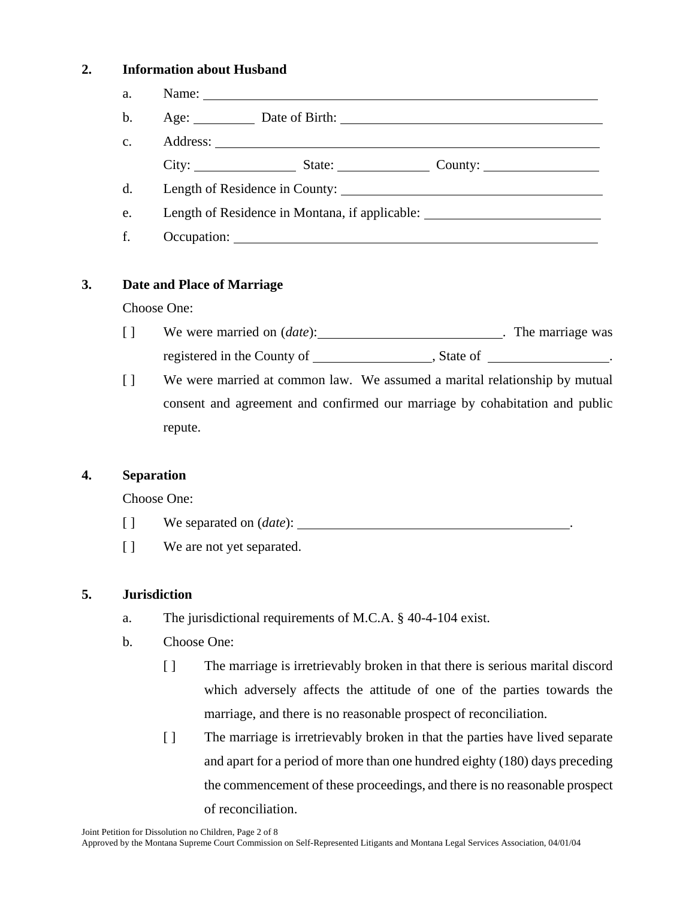## 2. Information about Husband

a. Name: ____________________________________________

b. Age: ________ Date of Birth: ______________________________

c. Address: ____________________________________________

   City: ______________ State: ____________ County: ______________

d. Length of Residence in County: ______________________________

e. Length of Residence in Montana, if applicable: ____________________

f. Occupation: ____________________________________________

## 3. Date and Place of Marriage

Choose One:

[ ] We were married on (*date*):_________________________. The marriage was registered in the County of ________________, State of ________________.

[ ] We were married at common law. We assumed a marital relationship by mutual consent and agreement and confirmed our marriage by cohabitation and public repute.

## 4. Separation

Choose One:

[ ] We separated on (*date*): ______________________________________.

[ ] We are not yet separated.

## 5. Jurisdiction

a. The jurisdictional requirements of M.C.A. § 40-4-104 exist.

b. Choose One:

   [ ] The marriage is irretrievably broken in that there is serious marital discord which adversely affects the attitude of one of the parties towards the marriage, and there is no reasonable prospect of reconciliation.

   [ ] The marriage is irretrievably broken in that the parties have lived separate and apart for a period of more than one hundred eighty (180) days preceding the commencement of these proceedings, and there is no reasonable prospect of reconciliation.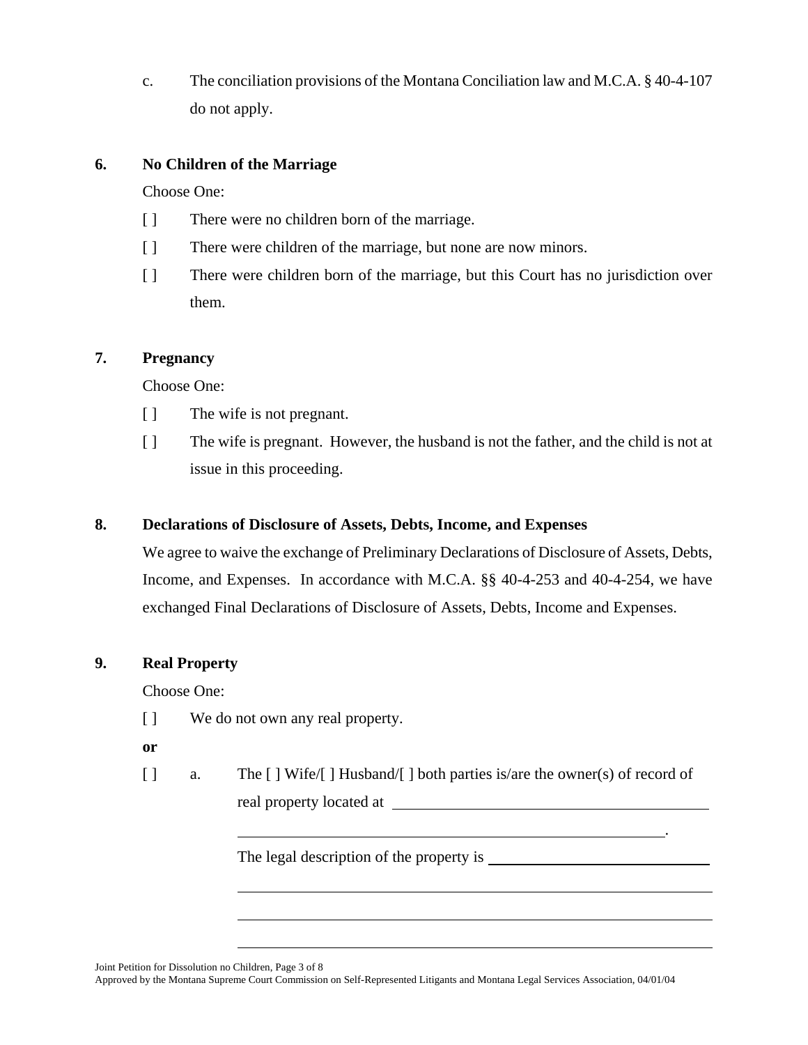c. The conciliation provisions of the Montana Conciliation law and M.C.A. § 40-4-107 do not apply.

**6. No Children of the Marriage**

Choose One:

[ ] There were no children born of the marriage.

[ ] There were children of the marriage, but none are now minors.

[ ] There were children born of the marriage, but this Court has no jurisdiction over them.

**7. Pregnancy**

Choose One:

[ ] The wife is not pregnant.

[ ] The wife is pregnant. However, the husband is not the father, and the child is not at issue in this proceeding.

**8. Declarations of Disclosure of Assets, Debts, Income, and Expenses**

We agree to waive the exchange of Preliminary Declarations of Disclosure of Assets, Debts, Income, and Expenses. In accordance with M.C.A. §§ 40-4-253 and 40-4-254, we have exchanged Final Declarations of Disclosure of Assets, Debts, Income and Expenses.

**9. Real Property**

Choose One:

[ ] We do not own any real property.

**or**

[ ] a. The [ ] Wife/[ ] Husband/[ ] both parties is/are the owner(s) of record of real property located at ____________________________________________

____________________________________________________________.

The legal description of the property is ______________________________

____________________________________________________________

____________________________________________________________

____________________________________________________________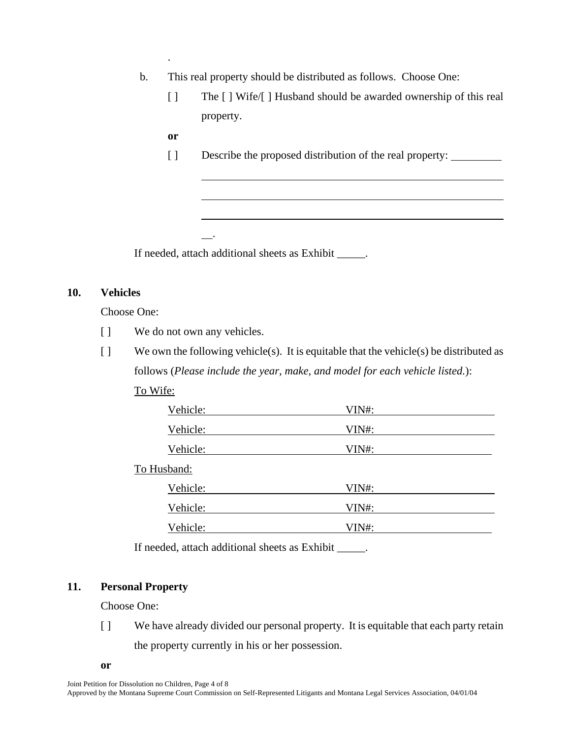.

b. This real property should be distributed as follows. Choose One:

[ ] The [ ] Wife/[ ] Husband should be awarded ownership of this real property.

**or**

[ ] Describe the proposed distribution of the real property: _________

_______________________________________________________________

_______________________________________________________________

_______________________________________________________________

__.

If needed, attach additional sheets as Exhibit _____.

**10. Vehicles**

Choose One:

[ ] We do not own any vehicles.

[ ] We own the following vehicle(s). It is equitable that the vehicle(s) be distributed as follows (*Please include the year, make, and model for each vehicle listed.*):

To Wife:

Vehicle: ______________________ VIN#: ______________________

Vehicle: ______________________ VIN#: ______________________

Vehicle: ______________________ VIN#: ______________________

To Husband:

Vehicle: ______________________ VIN#: ______________________

Vehicle: ______________________ VIN#: ______________________

Vehicle: ______________________ VIN#: ______________________

If needed, attach additional sheets as Exhibit _____.

**11. Personal Property**

Choose One:

[ ] We have already divided our personal property. It is equitable that each party retain the property currently in his or her possession.

**or**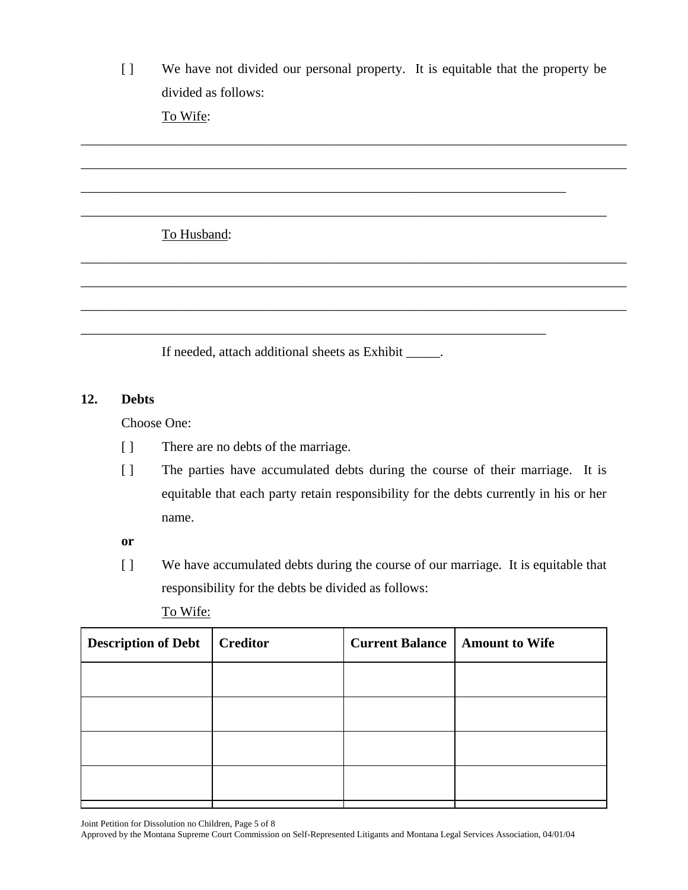[ ] We have not divided our personal property. It is equitable that the property be divided as follows:

To Wife:

______________________________________________________________________________

______________________________________________________________________________

__________________________________________________________________________

______________________________________________________________________________

To Husband:

______________________________________________________________________________

______________________________________________________________________________

______________________________________________________________________________

_________________________________________________________________________

If needed, attach additional sheets as Exhibit _____.

**12. Debts**

Choose One:

[ ] There are no debts of the marriage.

[ ] The parties have accumulated debts during the course of their marriage. It is equitable that each party retain responsibility for the debts currently in his or her name.

**or**

[ ] We have accumulated debts during the course of our marriage. It is equitable that responsibility for the debts be divided as follows:

To Wife:

| Description of Debt | Creditor | Current Balance | Amount to Wife |
|---|---|---|---|
| | | | |
| | | | |
| | | | |
| | | | |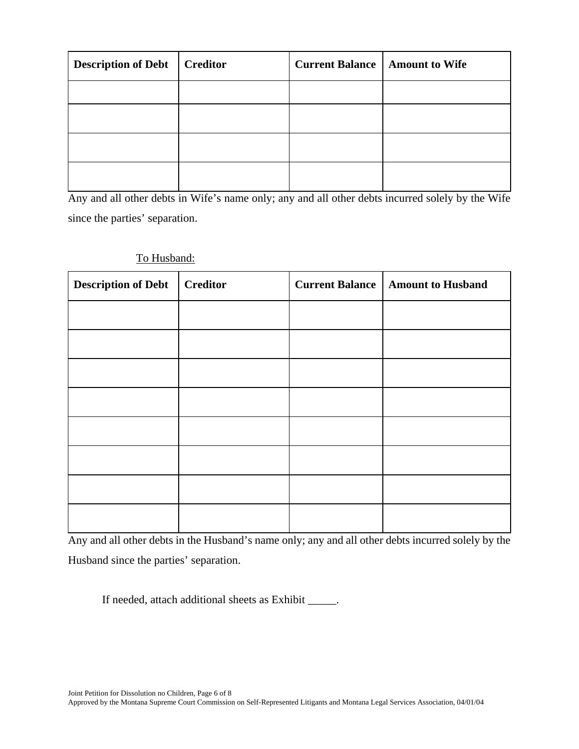| Description of Debt | Creditor | Current Balance | Amount to Wife |
|---|---|---|---|
| | | | |
| | | | |
| | | | |
| | | | |

Any and all other debts in Wife's name only; any and all other debts incurred solely by the Wife since the parties' separation.

To Husband:

| Description of Debt | Creditor | Current Balance | Amount to Husband |
|---|---|---|---|
| | | | |
| | | | |
| | | | |
| | | | |
| | | | |
| | | | |
| | | | |
| | | | |

Any and all other debts in the Husband's name only; any and all other debts incurred solely by the Husband since the parties' separation.

If needed, attach additional sheets as Exhibit _____.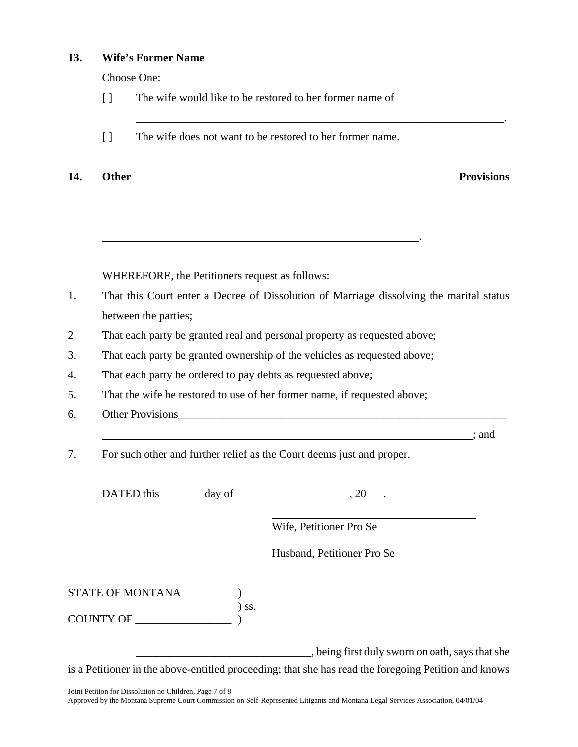**13. Wife's Former Name**

Choose One:

[ ] The wife would like to be restored to her former name of

_____________________________________________________________________.

[ ] The wife does not want to be restored to her former name.

**14. Other Provisions**

_____________________________________________________________________

_____________________________________________________________________

________________________________________________________.

WHEREFORE, the Petitioners request as follows:

1. That this Court enter a Decree of Dissolution of Marriage dissolving the marital status between the parties;
2 That each party be granted real and personal property as requested above;
3. That each party be granted ownership of the vehicles as requested above;
4. That each party be ordered to pay debts as requested above;
5. That the wife be restored to use of her former name, if requested above;
6. Other Provisions_____________________________________________________________
_____________________________________________________________________; and
7. For such other and further relief as the Court deems just and proper.

DATED this _______ day of ____________________, 20___.

_____________________________________
Wife, Petitioner Pro Se

_____________________________________
Husband, Petitioner Pro Se

STATE OF MONTANA )
) ss.
COUNTY OF _________________ )

_______________________________, being first duly sworn on oath, says that she is a Petitioner in the above-entitled proceeding; that she has read the foregoing Petition and knows

Joint Petition for Dissolution no Children, Page 7 of 8
Approved by the Montana Supreme Court Commission on Self-Represented Litigants and Montana Legal Services Association, 04/01/04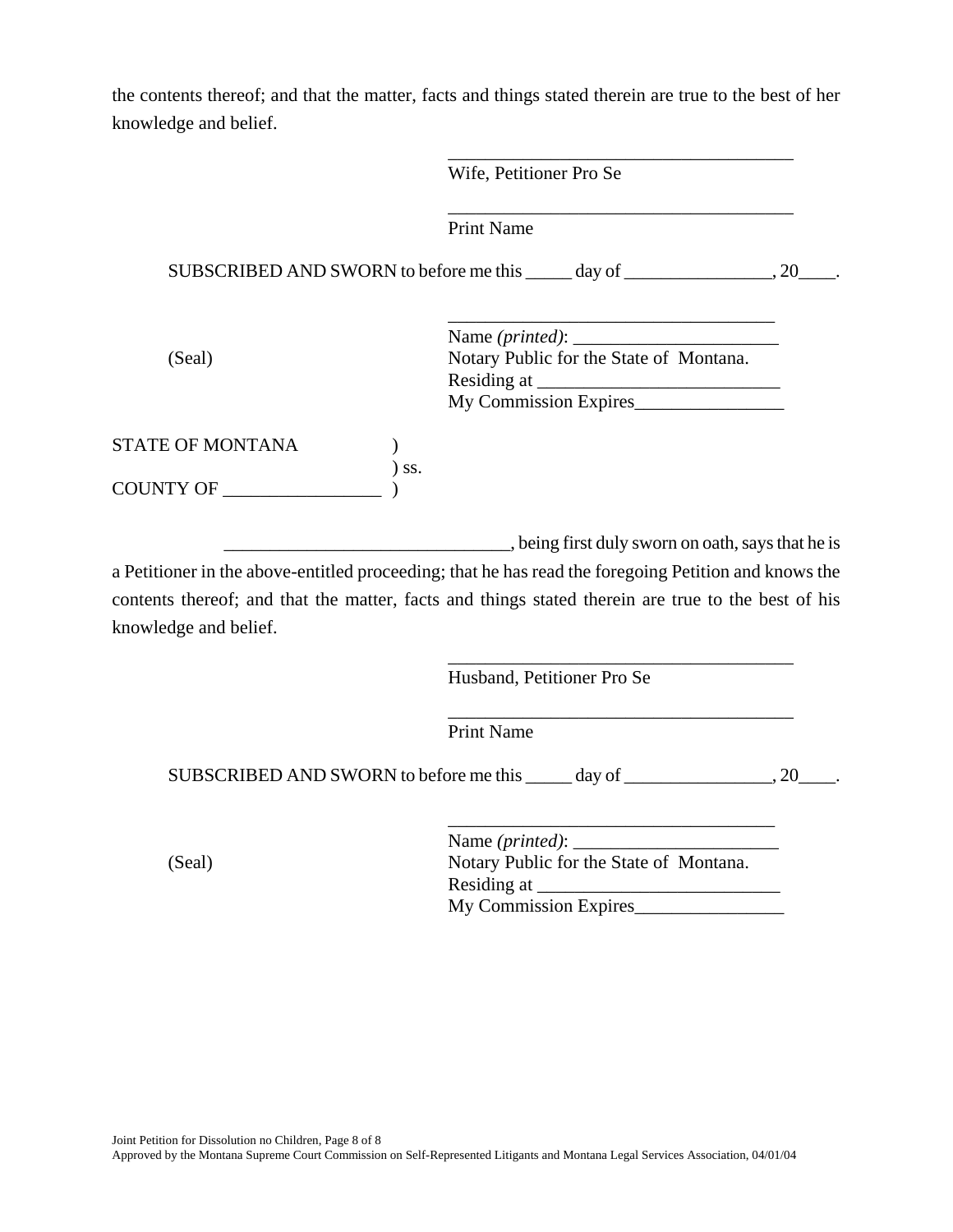the contents thereof; and that the matter, facts and things stated therein are true to the best of her knowledge and belief.

_____________________________________
Wife, Petitioner Pro Se

_____________________________________
Print Name

SUBSCRIBED AND SWORN to before me this _____ day of ________________, 20____.

___________________________________
Name *(printed)*: ______________________
Notary Public for the State of Montana.
Residing at __________________________
My Commission Expires________________

(Seal)

STATE OF MONTANA )
) ss.
COUNTY OF _________________ )

______________________________, being first duly sworn on oath, says that he is a Petitioner in the above-entitled proceeding; that he has read the foregoing Petition and knows the contents thereof; and that the matter, facts and things stated therein are true to the best of his knowledge and belief.

_____________________________________
Husband, Petitioner Pro Se

_____________________________________
Print Name

SUBSCRIBED AND SWORN to before me this _____ day of ________________, 20____.

___________________________________
Name *(printed)*: ______________________
Notary Public for the State of Montana.
Residing at __________________________
My Commission Expires________________

(Seal)

Joint Petition for Dissolution no Children, Page 8 of 8
Approved by the Montana Supreme Court Commission on Self-Represented Litigants and Montana Legal Services Association, 04/01/04